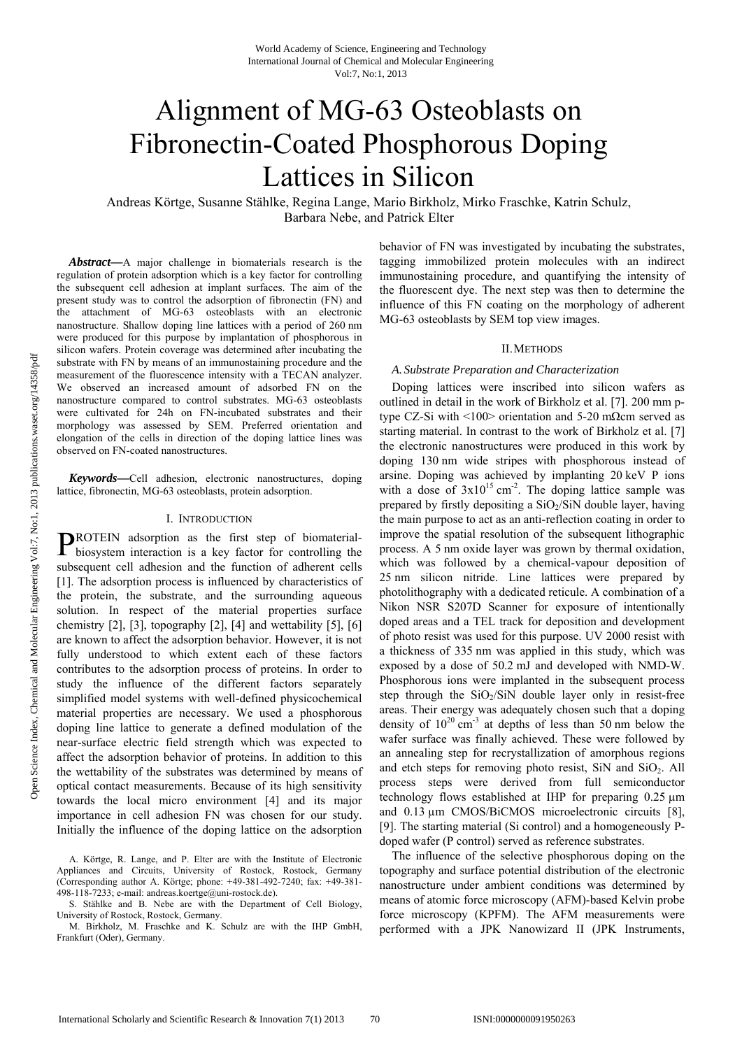# Alignment of MG-63 Osteoblasts on Fibronectin-Coated Phosphorous Doping Lattices in Silicon

Andreas Körtge, Susanne Stählke, Regina Lange, Mario Birkholz, Mirko Fraschke, Katrin Schulz, Barbara Nebe, and Patrick Elter

***Abstract*****—**A major challenge in biomaterials research is the regulation of protein adsorption which is a key factor for controlling the subsequent cell adhesion at implant surfaces. The aim of the present study was to control the adsorption of fibronectin (FN) and the attachment of MG-63 osteoblasts with an electronic nanostructure. Shallow doping line lattices with a period of 260 nm were produced for this purpose by implantation of phosphorous in silicon wafers. Protein coverage was determined after incubating the substrate with FN by means of an immunostaining procedure and the measurement of the fluorescence intensity with a TECAN analyzer. We observed an increased amount of adsorbed FN on the nanostructure compared to control substrates. MG-63 osteoblasts were cultivated for 24h on FN-incubated substrates and their morphology was assessed by SEM. Preferred orientation and elongation of the cells in direction of the doping lattice lines was observed on FN-coated nanostructures.

***Keywords*****—**Cell adhesion, electronic nanostructures, doping lattice, fibronectin, MG-63 osteoblasts, protein adsorption.

## I. Introduction

Protein adsorption as the first step of biomaterial-biosystem interaction is a key factor for controlling the subsequent cell adhesion and the function of adherent cells [1]. The adsorption process is influenced by characteristics of the protein, the substrate, and the surrounding aqueous solution. In respect of the material properties surface chemistry [2], [3], topography [2], [4] and wettability [5], [6] are known to affect the adsorption behavior. However, it is not fully understood to which extent each of these factors contributes to the adsorption process of proteins. In order to study the influence of the different factors separately simplified model systems with well-defined physicochemical material properties are necessary. We used a phosphorous doping line lattice to generate a defined modulation of the near-surface electric field strength which was expected to affect the adsorption behavior of proteins. In addition to this the wettability of the substrates was determined by means of optical contact measurements. Because of its high sensitivity towards the local micro environment [4] and its major importance in cell adhesion FN was chosen for our study. Initially the influence of the doping lattice on the adsorption behavior of FN was investigated by incubating the substrates, tagging immobilized protein molecules with an indirect immunostaining procedure, and quantifying the intensity of the fluorescent dye. The next step was then to determine the influence of this FN coating on the morphology of adherent MG-63 osteoblasts by SEM top view images.

A. Körtge, R. Lange, and P. Elter are with the Institute of Electronic Appliances and Circuits, University of Rostock, Rostock, Germany (Corresponding author A. Körtge; phone: +49-381-492-7240; fax: +49-381-498-118-7233; e-mail: andreas.koertge@uni-rostock.de).

S. Stählke and B. Nebe are with the Department of Cell Biology, University of Rostock, Rostock, Germany.

M. Birkholz, M. Fraschke and K. Schulz are with the IHP GmbH, Frankfurt (Oder), Germany.

## II. Methods

### *A. Substrate Preparation and Characterization*

Doping lattices were inscribed into silicon wafers as outlined in detail in the work of Birkholz et al. [7]. 200 mm p-type CZ-Si with <100> orientation and 5-20 mΩcm served as starting material. In contrast to the work of Birkholz et al. [7] the electronic nanostructures were produced in this work by doping 130 nm wide stripes with phosphorous instead of arsine. Doping was achieved by implanting 20 keV P ions with a dose of $3x10^{15}$ $cm^{-2}$. The doping lattice sample was prepared by firstly depositing a $SiO_2$/SiN double layer, having the main purpose to act as an anti-reflection coating in order to improve the spatial resolution of the subsequent lithographic process. A 5 nm oxide layer was grown by thermal oxidation, which was followed by a chemical-vapour deposition of 25 nm silicon nitride. Line lattices were prepared by photolithography with a dedicated reticule. A combination of a Nikon NSR S207D Scanner for exposure of intentionally doped areas and a TEL track for deposition and development of photo resist was used for this purpose. UV 2000 resist with a thickness of 335 nm was applied in this study, which was exposed by a dose of 50.2 mJ and developed with NMD-W. Phosphorous ions were implanted in the subsequent process step through the $SiO_2$/SiN double layer only in resist-free areas. Their energy was adequately chosen such that a doping density of $10^{20}$ $cm^{-3}$ at depths of less than 50 nm below the wafer surface was finally achieved. These were followed by an annealing step for recrystallization of amorphous regions and etch steps for removing photo resist, SiN and $SiO_2$. All process steps were derived from full semiconductor technology flows established at IHP for preparing 0.25 µm and 0.13 µm CMOS/BiCMOS microelectronic circuits [8], [9]. The starting material (Si control) and a homogeneously P-doped wafer (P control) served as reference substrates.

The influence of the selective phosphorous doping on the topography and surface potential distribution of the electronic nanostructure under ambient conditions was determined by means of atomic force microscopy (AFM)-based Kelvin probe force microscopy (KPFM). The AFM measurements were performed with a JPK Nanowizard II (JPK Instruments,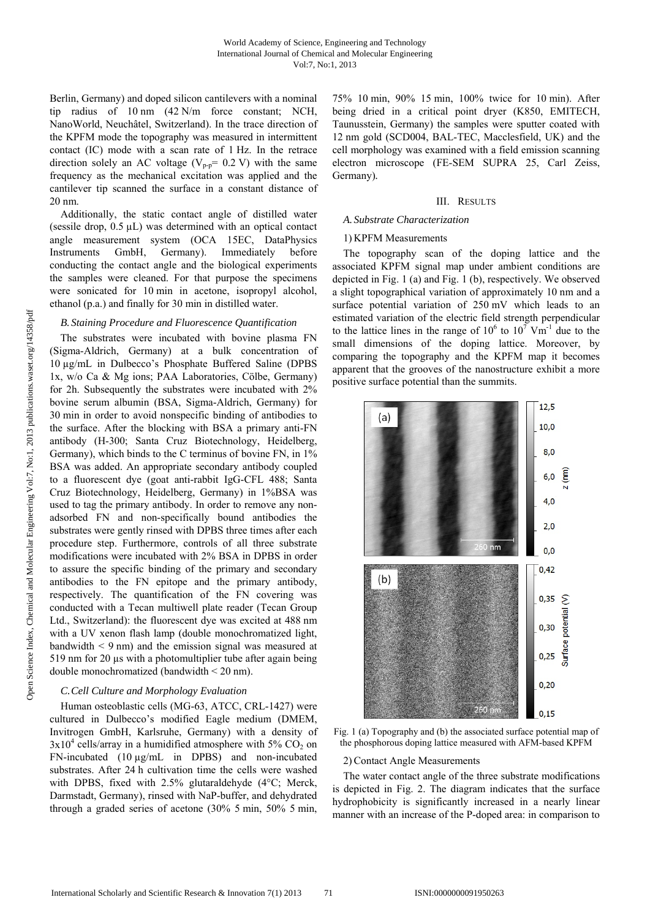Berlin, Germany) and doped silicon cantilevers with a nominal tip radius of 10 nm (42 N/m force constant; NCH, NanoWorld, Neuchâtel, Switzerland). In the trace direction of the KPFM mode the topography was measured in intermittent contact (IC) mode with a scan rate of 1 Hz. In the retrace direction solely an AC voltage ($V_{p\text{-}p}$= 0.2 V) with the same frequency as the mechanical excitation was applied and the cantilever tip scanned the surface in a constant distance of 20 nm.

Additionally, the static contact angle of distilled water (sessile drop, 0.5 µL) was determined with an optical contact angle measurement system (OCA 15EC, DataPhysics Instruments GmbH, Germany). Immediately before conducting the contact angle and the biological experiments the samples were cleaned. For that purpose the specimens were sonicated for 10 min in acetone, isopropyl alcohol, ethanol (p.a.) and finally for 30 min in distilled water.

### *B. Staining Procedure and Fluorescence Quantification*

The substrates were incubated with bovine plasma FN (Sigma-Aldrich, Germany) at a bulk concentration of 10 µg/mL in Dulbecco's Phosphate Buffered Saline (DPBS 1x, w/o Ca & Mg ions; PAA Laboratories, Cölbe, Germany) for 2h. Subsequently the substrates were incubated with 2% bovine serum albumin (BSA, Sigma-Aldrich, Germany) for 30 min in order to avoid nonspecific binding of antibodies to the surface. After the blocking with BSA a primary anti-FN antibody (H-300; Santa Cruz Biotechnology, Heidelberg, Germany), which binds to the C terminus of bovine FN, in 1% BSA was added. An appropriate secondary antibody coupled to a fluorescent dye (goat anti-rabbit IgG-CFL 488; Santa Cruz Biotechnology, Heidelberg, Germany) in 1%BSA was used to tag the primary antibody. In order to remove any non-adsorbed FN and non-specifically bound antibodies the substrates were gently rinsed with DPBS three times after each procedure step. Furthermore, controls of all three substrate modifications were incubated with 2% BSA in DPBS in order to assure the specific binding of the primary and secondary antibodies to the FN epitope and the primary antibody, respectively. The quantification of the FN covering was conducted with a Tecan multiwell plate reader (Tecan Group Ltd., Switzerland): the fluorescent dye was excited at 488 nm with a UV xenon flash lamp (double monochromatized light, bandwidth < 9 nm) and the emission signal was measured at 519 nm for 20 µs with a photomultiplier tube after again being double monochromatized (bandwidth < 20 nm).

### *C. Cell Culture and Morphology Evaluation*

Human osteoblastic cells (MG-63, ATCC, CRL-1427) were cultured in Dulbecco's modified Eagle medium (DMEM, Invitrogen GmbH, Karlsruhe, Germany) with a density of $3x10^4$ cells/array in a humidified atmosphere with 5% $CO_2$ on FN-incubated (10 µg/mL in DPBS) and non-incubated substrates. After 24 h cultivation time the cells were washed with DPBS, fixed with 2.5% glutaraldehyde (4°C; Merck, Darmstadt, Germany), rinsed with NaP-buffer, and dehydrated through a graded series of acetone (30% 5 min, 50% 5 min, 75% 10 min, 90% 15 min, 100% twice for 10 min). After being dried in a critical point dryer (K850, EMITECH, Taunusstein, Germany) the samples were sputter coated with 12 nm gold (SCD004, BAL-TEC, Macclesfield, UK) and the cell morphology was examined with a field emission scanning electron microscope (FE-SEM SUPRA 25, Carl Zeiss, Germany).

## III. Results

### *A. Substrate Characterization*

#### 1) KPFM Measurements

The topography scan of the doping lattice and the associated KPFM signal map under ambient conditions are depicted in Fig. 1 (a) and Fig. 1 (b), respectively. We observed a slight topographical variation of approximately 10 nm and a surface potential variation of 250 mV which leads to an estimated variation of the electric field strength perpendicular to the lattice lines in the range of $10^6$ to $10^7$ $Vm^{-1}$ due to the small dimensions of the doping lattice. Moreover, by comparing the topography and the KPFM map it becomes apparent that the grooves of the nanostructure exhibit a more positive surface potential than the summits.

Fig. 1 (a) Topography and (b) the associated surface potential map of the phosphorous doping lattice measured with AFM-based KPFM

#### 2) Contact Angle Measurements

The water contact angle of the three substrate modifications is depicted in Fig. 2. The diagram indicates that the surface hydrophobicity is significantly increased in a nearly linear manner with an increase of the P-doped area: in comparison to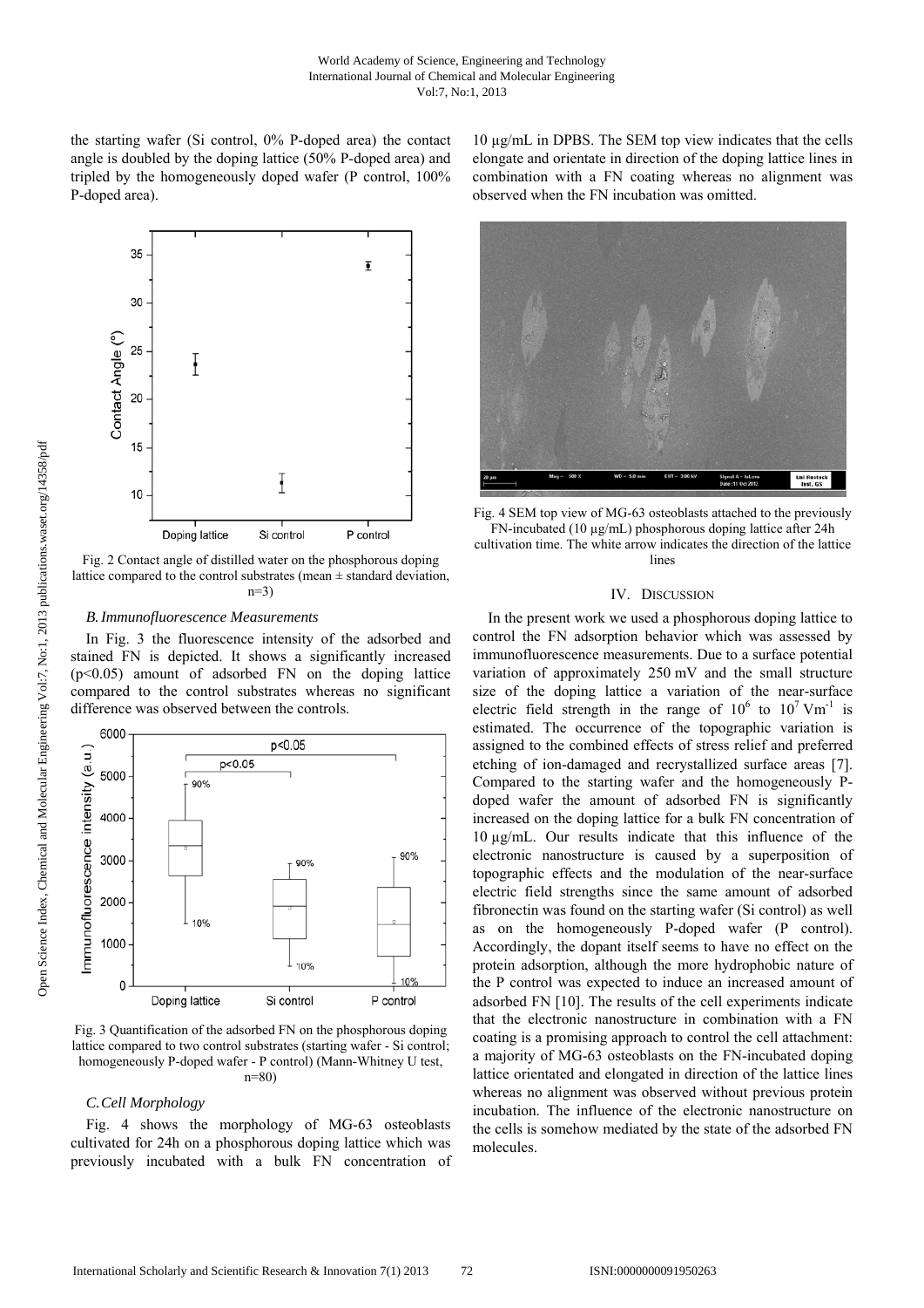the starting wafer (Si control, 0% P-doped area) the contact angle is doubled by the doping lattice (50% P-doped area) and tripled by the homogeneously doped wafer (P control, 100% P-doped area).

Fig. 2 Contact angle of distilled water on the phosphorous doping lattice compared to the control substrates (mean ± standard deviation, n=3)

### *B. Immunofluorescence Measurements*

In Fig. 3 the fluorescence intensity of the adsorbed and stained FN is depicted. It shows a significantly increased ($p<0.05$) amount of adsorbed FN on the doping lattice compared to the control substrates whereas no significant difference was observed between the controls.

Fig. 3 Quantification of the adsorbed FN on the phosphorous doping lattice compared to two control substrates (starting wafer - Si control; homogeneously P-doped wafer - P control) (Mann-Whitney U test, n=80)

### *C. Cell Morphology*

Fig. 4 shows the morphology of MG-63 osteoblasts cultivated for 24h on a phosphorous doping lattice which was previously incubated with a bulk FN concentration of 10 µg/mL in DPBS. The SEM top view indicates that the cells elongate and orientate in direction of the doping lattice lines in combination with a FN coating whereas no alignment was observed when the FN incubation was omitted.

Fig. 4 SEM top view of MG-63 osteoblasts attached to the previously FN-incubated (10 µg/mL) phosphorous doping lattice after 24h cultivation time. The white arrow indicates the direction of the lattice lines

## IV. Discussion

In the present work we used a phosphorous doping lattice to control the FN adsorption behavior which was assessed by immunofluorescence measurements. Due to a surface potential variation of approximately 250 mV and the small structure size of the doping lattice a variation of the near-surface electric field strength in the range of $10^6$ to $10^7$ $Vm^{-1}$ is estimated. The occurrence of the topographic variation is assigned to the combined effects of stress relief and preferred etching of ion-damaged and recrystallized surface areas [7]. Compared to the starting wafer and the homogeneously P-doped wafer the amount of adsorbed FN is significantly increased on the doping lattice for a bulk FN concentration of 10 µg/mL. Our results indicate that this influence of the electronic nanostructure is caused by a superposition of topographic effects and the modulation of the near-surface electric field strengths since the same amount of adsorbed fibronectin was found on the starting wafer (Si control) as well as on the homogeneously P-doped wafer (P control). Accordingly, the dopant itself seems to have no effect on the protein adsorption, although the more hydrophobic nature of the P control was expected to induce an increased amount of adsorbed FN [10]. The results of the cell experiments indicate that the electronic nanostructure in combination with a FN coating is a promising approach to control the cell attachment: a majority of MG-63 osteoblasts on the FN-incubated doping lattice orientated and elongated in direction of the lattice lines whereas no alignment was observed without previous protein incubation. The influence of the electronic nanostructure on the cells is somehow mediated by the state of the adsorbed FN molecules.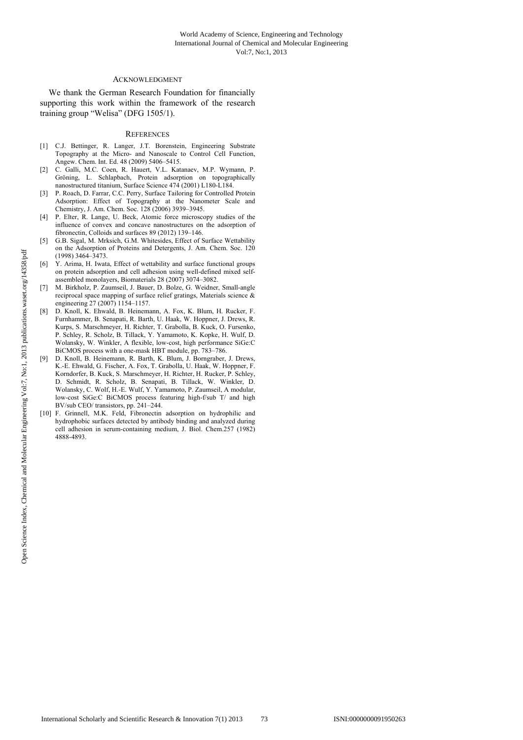## Acknowledgment

We thank the German Research Foundation for financially supporting this work within the framework of the research training group "Welisa" (DFG 1505/1).

## References

[1] C.J. Bettinger, R. Langer, J.T. Borenstein, Engineering Substrate Topography at the Micro- and Nanoscale to Control Cell Function, Angew. Chem. Int. Ed. 48 (2009) 5406–5415.

[2] C. Galli, M.C. Coen, R. Hauert, V.L. Katanaev, M.P. Wymann, P. Gröning, L. Schlapbach, Protein adsorption on topographically nanostructured titanium, Surface Science 474 (2001) L180-L184.

[3] P. Roach, D. Farrar, C.C. Perry, Surface Tailoring for Controlled Protein Adsorption: Effect of Topography at the Nanometer Scale and Chemistry, J. Am. Chem. Soc. 128 (2006) 3939–3945.

[4] P. Elter, R. Lange, U. Beck, Atomic force microscopy studies of the influence of convex and concave nanostructures on the adsorption of fibronectin, Colloids and surfaces 89 (2012) 139–146.

[5] G.B. Sigal, M. Mrksich, G.M. Whitesides, Effect of Surface Wettability on the Adsorption of Proteins and Detergents, J. Am. Chem. Soc. 120 (1998) 3464–3473.

[6] Y. Arima, H. Iwata, Effect of wettability and surface functional groups on protein adsorption and cell adhesion using well-defined mixed self-assembled monolayers, Biomaterials 28 (2007) 3074–3082.

[7] M. Birkholz, P. Zaumseil, J. Bauer, D. Bolze, G. Weidner, Small-angle reciprocal space mapping of surface relief gratings, Materials science & engineering 27 (2007) 1154–1157.

[8] D. Knoll, K. Ehwald, B. Heinemann, A. Fox, K. Blum, H. Rucker, F. Furnhammer, B. Senapati, R. Barth, U. Haak, W. Hoppner, J. Drews, R. Kurps, S. Marschmeyer, H. Richter, T. Grabolla, B. Kuck, O. Fursenko, P. Schley, R. Scholz, B. Tillack, Y. Yamamoto, K. Kopke, H. Wulf, D. Wolansky, W. Winkler, A flexible, low-cost, high performance SiGe:C BiCMOS process with a one-mask HBT module, pp. 783–786.

[9] D. Knoll, B. Heinemann, R. Barth, K. Blum, J. Borngraber, J. Drews, K.-E. Ehwald, G. Fischer, A. Fox, T. Grabolla, U. Haak, W. Hoppner, F. Korndorfer, B. Kuck, S. Marschmeyer, H. Richter, H. Rucker, P. Schley, D. Schmidt, R. Scholz, B. Senapati, B. Tillack, W. Winkler, D. Wolansky, C. Wolf, H.-E. Wulf, Y. Yamamoto, P. Zaumseil, A modular, low-cost SiGe:C BiCMOS process featuring high-f/sub T/ and high BV/sub CEO/ transistors, pp. 241–244.

[10] F. Grinnell, M.K. Feld, Fibronectin adsorption on hydrophilic and hydrophobic surfaces detected by antibody binding and analyzed during cell adhesion in serum-containing medium, J. Biol. Chem.257 (1982) 4888-4893.